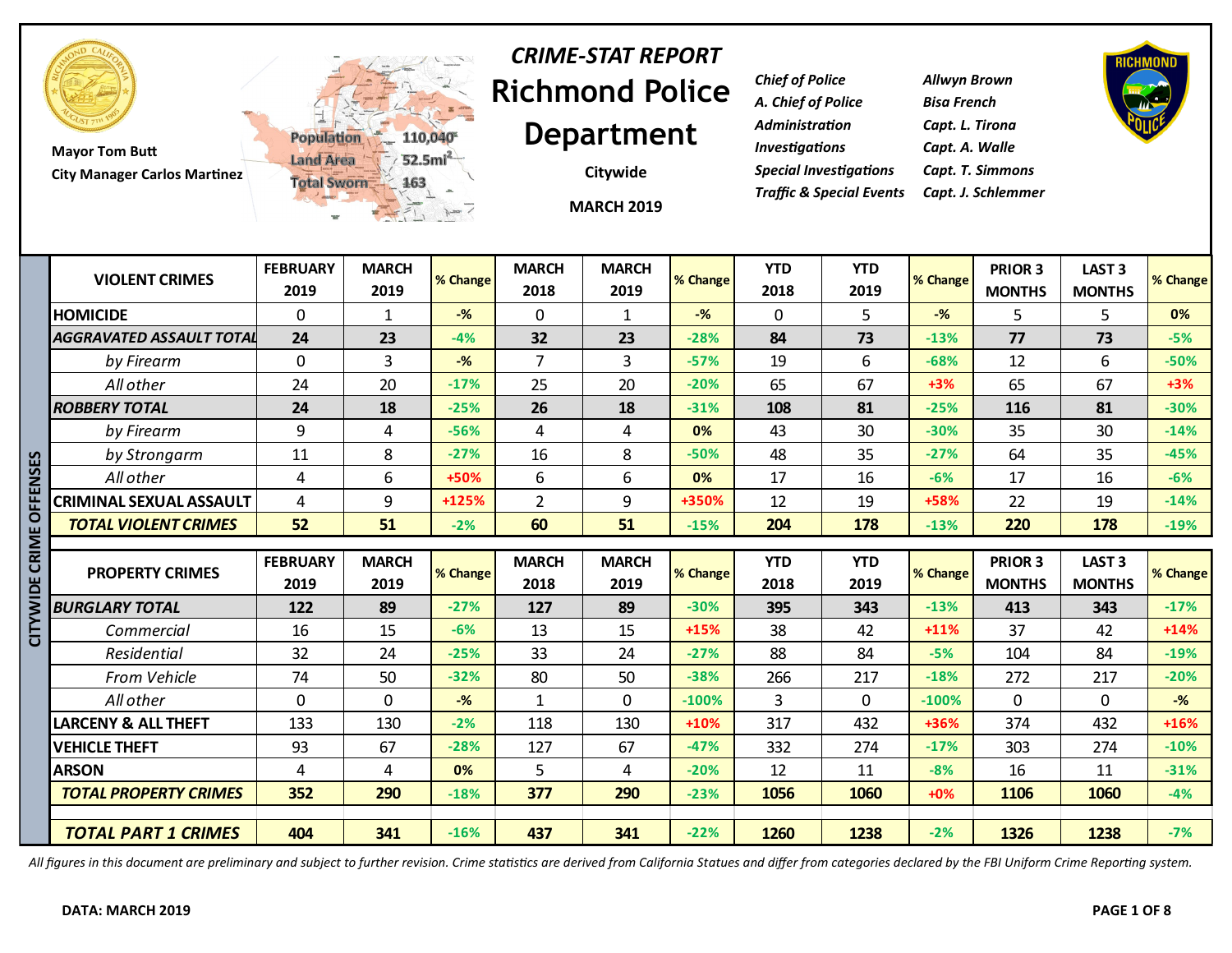Mayor Tom Butt
City Manager Carlos Martinez

Population 110,040
Land Area 52.5mi²
Total Sworn 163

## *CRIME-STAT REPORT*

# Richmond Police Department

Citywide

MARCH 2019

| | |
|---|---|
| *Chief of Police* | *Allwyn Brown* |
| *A. Chief of Police* | *Bisa French* |
| *Administration* | *Capt. L. Tirona* |
| *Investigations* | *Capt. A. Walle* |
| *Special Investigations* | *Capt. T. Simmons* |
| *Traffic & Special Events* | *Capt. J. Schlemmer* |

**CITYWIDE CRIME OFFENSES**

| VIOLENT CRIMES | FEBRUARY 2019 | MARCH 2019 | % Change | MARCH 2018 | MARCH 2019 | % Change | YTD 2018 | YTD 2019 | % Change | PRIOR 3 MONTHS | LAST 3 MONTHS | % Change |
|---|---|---|---|---|---|---|---|---|---|---|---|---|
| HOMICIDE | 0 | 1 | -% | 0 | 1 | -% | 0 | 5 | -% | 5 | 5 | 0% |
| ***AGGRAVATED ASSAULT TOTAL*** | **24** | **23** | -4% | **32** | **23** | -28% | **84** | **73** | -13% | **77** | **73** | -5% |
| *by Firearm* | 0 | 3 | -% | 7 | 3 | -57% | 19 | 6 | -68% | 12 | 6 | -50% |
| *All other* | 24 | 20 | -17% | 25 | 20 | -20% | 65 | 67 | +3% | 65 | 67 | +3% |
| ***ROBBERY TOTAL*** | **24** | **18** | -25% | **26** | **18** | -31% | **108** | **81** | -25% | **116** | **81** | -30% |
| *by Firearm* | 9 | 4 | -56% | 4 | 4 | 0% | 43 | 30 | -30% | 35 | 30 | -14% |
| *by Strongarm* | 11 | 8 | -27% | 16 | 8 | -50% | 48 | 35 | -27% | 64 | 35 | -45% |
| *All other* | 4 | 6 | +50% | 6 | 6 | 0% | 17 | 16 | -6% | 17 | 16 | -6% |
| CRIMINAL SEXUAL ASSAULT | 4 | 9 | +125% | 2 | 9 | +350% | 12 | 19 | +58% | 22 | 19 | -14% |
| ***TOTAL VIOLENT CRIMES*** | **52** | **51** | -2% | **60** | **51** | -15% | **204** | **178** | -13% | **220** | **178** | -19% |

| PROPERTY CRIMES | FEBRUARY 2019 | MARCH 2019 | % Change | MARCH 2018 | MARCH 2019 | % Change | YTD 2018 | YTD 2019 | % Change | PRIOR 3 MONTHS | LAST 3 MONTHS | % Change |
|---|---|---|---|---|---|---|---|---|---|---|---|---|
| ***BURGLARY TOTAL*** | **122** | **89** | -27% | **127** | **89** | -30% | **395** | **343** | -13% | **413** | **343** | -17% |
| *Commercial* | 16 | 15 | -6% | 13 | 15 | +15% | 38 | 42 | +11% | 37 | 42 | +14% |
| *Residential* | 32 | 24 | -25% | 33 | 24 | -27% | 88 | 84 | -5% | 104 | 84 | -19% |
| *From Vehicle* | 74 | 50 | -32% | 80 | 50 | -38% | 266 | 217 | -18% | 272 | 217 | -20% |
| *All other* | 0 | 0 | -% | 1 | 0 | -100% | 3 | 0 | -100% | 0 | 0 | -% |
| LARCENY & ALL THEFT | 133 | 130 | -2% | 118 | 130 | +10% | 317 | 432 | +36% | 374 | 432 | +16% |
| VEHICLE THEFT | 93 | 67 | -28% | 127 | 67 | -47% | 332 | 274 | -17% | 303 | 274 | -10% |
| ARSON | 4 | 4 | 0% | 5 | 4 | -20% | 12 | 11 | -8% | 16 | 11 | -31% |
| ***TOTAL PROPERTY CRIMES*** | **352** | **290** | -18% | **377** | **290** | -23% | **1056** | **1060** | +0% | **1106** | **1060** | -4% |
| ***TOTAL PART 1 CRIMES*** | **404** | **341** | -16% | **437** | **341** | -22% | **1260** | **1238** | -2% | **1326** | **1238** | -7% |

*All figures in this document are preliminary and subject to further revision. Crime statistics are derived from California Statues and differ from categories declared by the FBI Uniform Crime Reporting system.*

**DATA: MARCH 2019**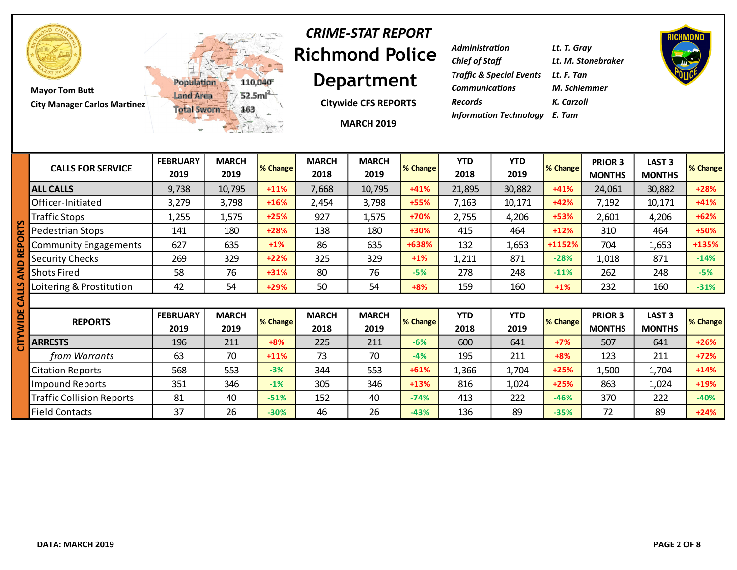# CRIME-STAT REPORT

# Richmond Police Department

Mayor Tom Butt
City Manager Carlos Martinez

Population 110,040
Land Area 52.5mi²
Total Sworn 163

**Citywide CFS REPORTS**

**MARCH 2019**

| | |
|---|---|
| *Administration* | *Lt. T. Gray* |
| *Chief of Staff* | *Lt. M. Stonebraker* |
| *Traffic & Special Events* | *Lt. F. Tan* |
| *Communications* | *M. Schlemmer* |
| *Records* | *K. Carzoli* |
| *Information Technology* | *E. Tam* |

## CITYWIDE CALLS AND REPORTS

| CALLS FOR SERVICE | FEBRUARY 2019 | MARCH 2019 | % Change | MARCH 2018 | MARCH 2019 | % Change | YTD 2018 | YTD 2019 | % Change | PRIOR 3 MONTHS | LAST 3 MONTHS | % Change |
|---|---|---|---|---|---|---|---|---|---|---|---|---|
| **ALL CALLS** | 9,738 | 10,795 | +11% | 7,668 | 10,795 | +41% | 21,895 | 30,882 | +41% | 24,061 | 30,882 | +28% |
| Officer-Initiated | 3,279 | 3,798 | +16% | 2,454 | 3,798 | +55% | 7,163 | 10,171 | +42% | 7,192 | 10,171 | +41% |
| Traffic Stops | 1,255 | 1,575 | +25% | 927 | 1,575 | +70% | 2,755 | 4,206 | +53% | 2,601 | 4,206 | +62% |
| Pedestrian Stops | 141 | 180 | +28% | 138 | 180 | +30% | 415 | 464 | +12% | 310 | 464 | +50% |
| Community Engagements | 627 | 635 | +1% | 86 | 635 | +638% | 132 | 1,653 | +1152% | 704 | 1,653 | +135% |
| Security Checks | 269 | 329 | +22% | 325 | 329 | +1% | 1,211 | 871 | -28% | 1,018 | 871 | -14% |
| Shots Fired | 58 | 76 | +31% | 80 | 76 | -5% | 278 | 248 | -11% | 262 | 248 | -5% |
| Loitering & Prostitution | 42 | 54 | +29% | 50 | 54 | +8% | 159 | 160 | +1% | 232 | 160 | -31% |

| REPORTS | FEBRUARY 2019 | MARCH 2019 | % Change | MARCH 2018 | MARCH 2019 | % Change | YTD 2018 | YTD 2019 | % Change | PRIOR 3 MONTHS | LAST 3 MONTHS | % Change |
|---|---|---|---|---|---|---|---|---|---|---|---|---|
| **ARRESTS** | 196 | 211 | +8% | 225 | 211 | -6% | 600 | 641 | +7% | 507 | 641 | +26% |
| *from Warrants* | 63 | 70 | +11% | 73 | 70 | -4% | 195 | 211 | +8% | 123 | 211 | +72% |
| Citation Reports | 568 | 553 | -3% | 344 | 553 | +61% | 1,366 | 1,704 | +25% | 1,500 | 1,704 | +14% |
| Impound Reports | 351 | 346 | -1% | 305 | 346 | +13% | 816 | 1,024 | +25% | 863 | 1,024 | +19% |
| Traffic Collision Reports | 81 | 40 | -51% | 152 | 40 | -74% | 413 | 222 | -46% | 370 | 222 | -40% |
| Field Contacts | 37 | 26 | -30% | 46 | 26 | -43% | 136 | 89 | -35% | 72 | 89 | +24% |

**DATA: MARCH 2019**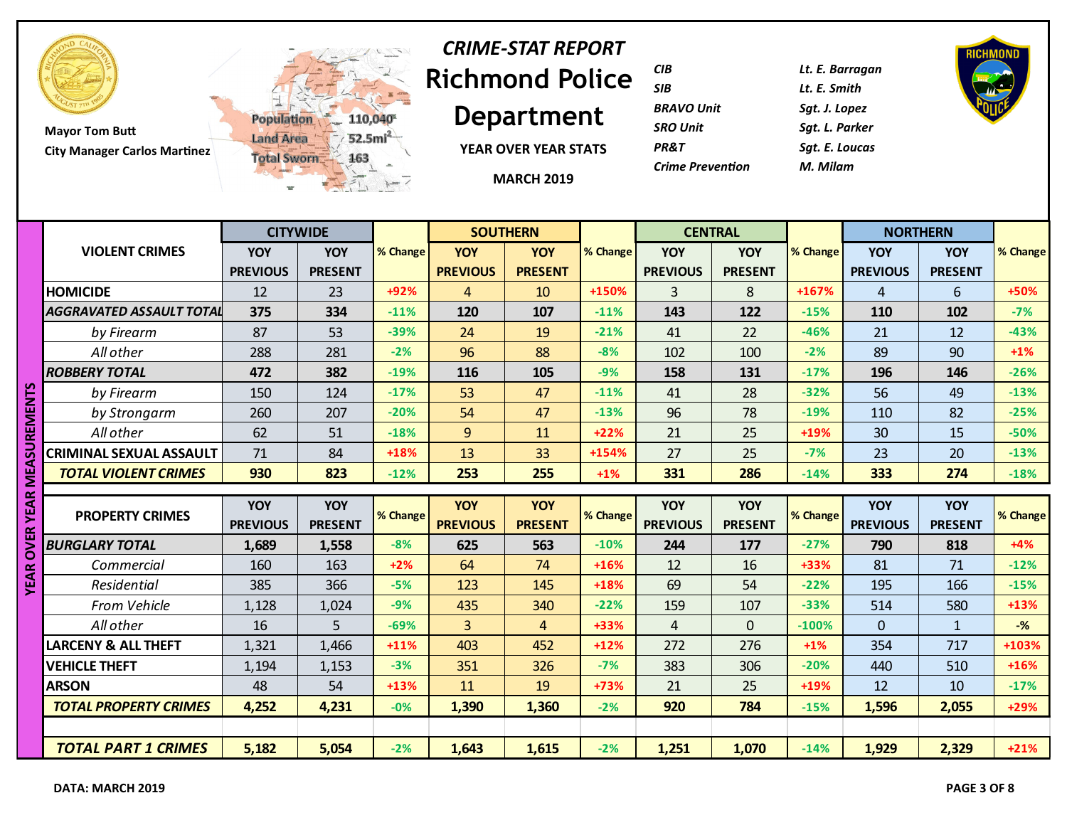# CRIME-STAT REPORT

# Richmond Police Department

YEAR OVER YEAR STATS

MARCH 2019

Mayor Tom Butt
City Manager Carlos Martinez

Population 110,040
Land Area 52.5mi²
Total Sworn 163

| | |
|---|---|
| *CIB* | *Lt. E. Barragan* |
| *SIB* | *Lt. E. Smith* |
| *BRAVO Unit* | *Sgt. J. Lopez* |
| *SRO Unit* | *Sgt. L. Parker* |
| *PR&T* | *Sgt. E. Loucas* |
| *Crime Prevention* | *M. Milam* |

**YEAR OVER YEAR MEASUREMENTS**

| VIOLENT CRIMES | CITYWIDE | | % Change | SOUTHERN | | % Change | CENTRAL | | % Change | NORTHERN | | % Change |
|---|---|---|---|---|---|---|---|---|---|---|---|---|
| | YOY PREVIOUS | YOY PRESENT | | YOY PREVIOUS | YOY PRESENT | | YOY PREVIOUS | YOY PRESENT | | YOY PREVIOUS | YOY PRESENT | |
| HOMICIDE | 12 | 23 | +92% | 4 | 10 | +150% | 3 | 8 | +167% | 4 | 6 | +50% |
| ***AGGRAVATED ASSAULT TOTAL*** | **375** | **334** | -11% | **120** | **107** | -11% | **143** | **122** | -15% | **110** | **102** | -7% |
| *by Firearm* | 87 | 53 | -39% | 24 | 19 | -21% | 41 | 22 | -46% | 21 | 12 | -43% |
| *All other* | 288 | 281 | -2% | 96 | 88 | -8% | 102 | 100 | -2% | 89 | 90 | +1% |
| ***ROBBERY TOTAL*** | **472** | **382** | -19% | **116** | **105** | -9% | **158** | **131** | -17% | **196** | **146** | -26% |
| *by Firearm* | 150 | 124 | -17% | 53 | 47 | -11% | 41 | 28 | -32% | 56 | 49 | -13% |
| *by Strongarm* | 260 | 207 | -20% | 54 | 47 | -13% | 96 | 78 | -19% | 110 | 82 | -25% |
| *All other* | 62 | 51 | -18% | 9 | 11 | +22% | 21 | 25 | +19% | 30 | 15 | -50% |
| CRIMINAL SEXUAL ASSAULT | 71 | 84 | +18% | 13 | 33 | +154% | 27 | 25 | -7% | 23 | 20 | -13% |
| ***TOTAL VIOLENT CRIMES*** | **930** | **823** | -12% | **253** | **255** | +1% | **331** | **286** | -14% | **333** | **274** | -18% |

| PROPERTY CRIMES | CITYWIDE | | % Change | SOUTHERN | | % Change | CENTRAL | | % Change | NORTHERN | | % Change |
|---|---|---|---|---|---|---|---|---|---|---|---|---|
| | YOY PREVIOUS | YOY PRESENT | | YOY PREVIOUS | YOY PRESENT | | YOY PREVIOUS | YOY PRESENT | | YOY PREVIOUS | YOY PRESENT | |
| ***BURGLARY TOTAL*** | **1,689** | **1,558** | -8% | **625** | **563** | -10% | **244** | **177** | -27% | **790** | **818** | +4% |
| *Commercial* | 160 | 163 | +2% | 64 | 74 | +16% | 12 | 16 | +33% | 81 | 71 | -12% |
| *Residential* | 385 | 366 | -5% | 123 | 145 | +18% | 69 | 54 | -22% | 195 | 166 | -15% |
| *From Vehicle* | 1,128 | 1,024 | -9% | 435 | 340 | -22% | 159 | 107 | -33% | 514 | 580 | +13% |
| *All other* | 16 | 5 | -69% | 3 | 4 | +33% | 4 | 0 | -100% | 0 | 1 | -% |
| LARCENY & ALL THEFT | 1,321 | 1,466 | +11% | 403 | 452 | +12% | 272 | 276 | +1% | 354 | 717 | +103% |
| VEHICLE THEFT | 1,194 | 1,153 | -3% | 351 | 326 | -7% | 383 | 306 | -20% | 440 | 510 | +16% |
| ARSON | 48 | 54 | +13% | 11 | 19 | +73% | 21 | 25 | +19% | 12 | 10 | -17% |
| ***TOTAL PROPERTY CRIMES*** | **4,252** | **4,231** | -0% | **1,390** | **1,360** | -2% | **920** | **784** | -15% | **1,596** | **2,055** | +29% |
| | | | | | | | | | | | | |
| ***TOTAL PART 1 CRIMES*** | **5,182** | **5,054** | -2% | **1,643** | **1,615** | -2% | **1,251** | **1,070** | -14% | **1,929** | **2,329** | +21% |

**DATA: MARCH 2019**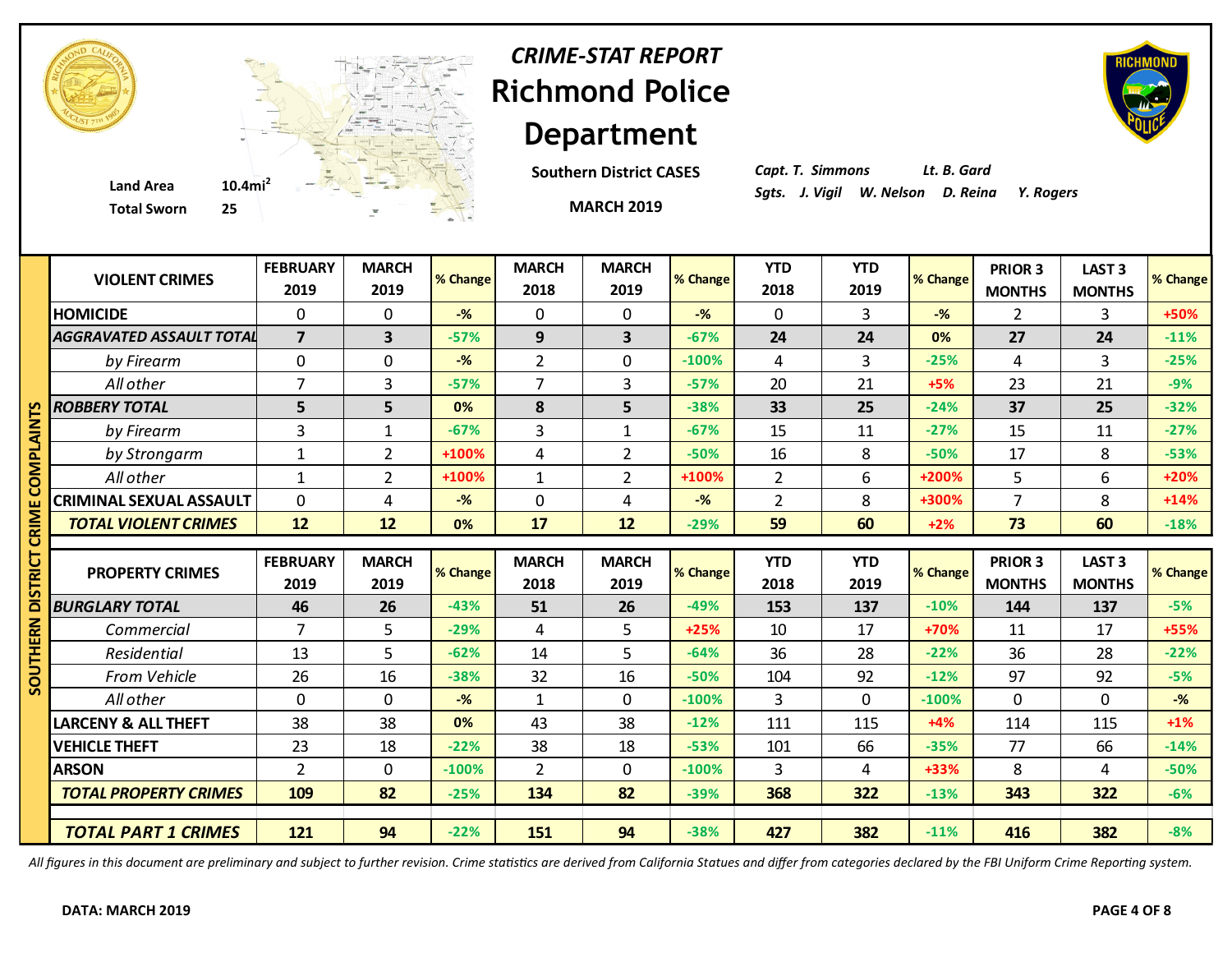# *CRIME-STAT REPORT*
# Richmond Police Department

**Southern District CASES**

**MARCH 2019**

**Land Area** 10.4mi$^2$
**Total Sworn** 25

*Capt. T. Simmons* *Lt. B. Gard*
*Sgts. J. Vigil W. Nelson D. Reina Y. Rogers*

**SOUTHERN DISTRICT CRIME COMPLAINTS**

| VIOLENT CRIMES | FEBRUARY 2019 | MARCH 2019 | % Change | MARCH 2018 | MARCH 2019 | % Change | YTD 2018 | YTD 2019 | % Change | PRIOR 3 MONTHS | LAST 3 MONTHS | % Change |
|---|---|---|---|---|---|---|---|---|---|---|---|---|
| HOMICIDE | 0 | 0 | -% | 0 | 0 | -% | 0 | 3 | -% | 2 | 3 | +50% |
| ***AGGRAVATED ASSAULT TOTAL*** | **7** | **3** | -57% | **9** | **3** | -67% | **24** | **24** | 0% | **27** | **24** | -11% |
| *by Firearm* | 0 | 0 | -% | 2 | 0 | -100% | 4 | 3 | -25% | 4 | 3 | -25% |
| *All other* | 7 | 3 | -57% | 7 | 3 | -57% | 20 | 21 | +5% | 23 | 21 | -9% |
| ***ROBBERY TOTAL*** | **5** | **5** | 0% | **8** | **5** | -38% | **33** | **25** | -24% | **37** | **25** | -32% |
| *by Firearm* | 3 | 1 | -67% | 3 | 1 | -67% | 15 | 11 | -27% | 15 | 11 | -27% |
| *by Strongarm* | 1 | 2 | +100% | 4 | 2 | -50% | 16 | 8 | -50% | 17 | 8 | -53% |
| *All other* | 1 | 2 | +100% | 1 | 2 | +100% | 2 | 6 | +200% | 5 | 6 | +20% |
| CRIMINAL SEXUAL ASSAULT | 0 | 4 | -% | 0 | 4 | -% | 2 | 8 | +300% | 7 | 8 | +14% |
| ***TOTAL VIOLENT CRIMES*** | **12** | **12** | 0% | **17** | **12** | -29% | **59** | **60** | +2% | **73** | **60** | -18% |

| PROPERTY CRIMES | FEBRUARY 2019 | MARCH 2019 | % Change | MARCH 2018 | MARCH 2019 | % Change | YTD 2018 | YTD 2019 | % Change | PRIOR 3 MONTHS | LAST 3 MONTHS | % Change |
|---|---|---|---|---|---|---|---|---|---|---|---|---|
| ***BURGLARY TOTAL*** | **46** | **26** | -43% | **51** | **26** | -49% | **153** | **137** | -10% | **144** | **137** | -5% |
| *Commercial* | 7 | 5 | -29% | 4 | 5 | +25% | 10 | 17 | +70% | 11 | 17 | +55% |
| *Residential* | 13 | 5 | -62% | 14 | 5 | -64% | 36 | 28 | -22% | 36 | 28 | -22% |
| *From Vehicle* | 26 | 16 | -38% | 32 | 16 | -50% | 104 | 92 | -12% | 97 | 92 | -5% |
| *All other* | 0 | 0 | -% | 1 | 0 | -100% | 3 | 0 | -100% | 0 | 0 | -% |
| LARCENY & ALL THEFT | 38 | 38 | 0% | 43 | 38 | -12% | 111 | 115 | +4% | 114 | 115 | +1% |
| VEHICLE THEFT | 23 | 18 | -22% | 38 | 18 | -53% | 101 | 66 | -35% | 77 | 66 | -14% |
| ARSON | 2 | 0 | -100% | 2 | 0 | -100% | 3 | 4 | +33% | 8 | 4 | -50% |
| ***TOTAL PROPERTY CRIMES*** | **109** | **82** | -25% | **134** | **82** | -39% | **368** | **322** | -13% | **343** | **322** | -6% |
| ***TOTAL PART 1 CRIMES*** | **121** | **94** | -22% | **151** | **94** | -38% | **427** | **382** | -11% | **416** | **382** | -8% |

*All figures in this document are preliminary and subject to further revision. Crime statistics are derived from California Statues and differ from categories declared by the FBI Uniform Crime Reporting system.*

**DATA: MARCH 2019**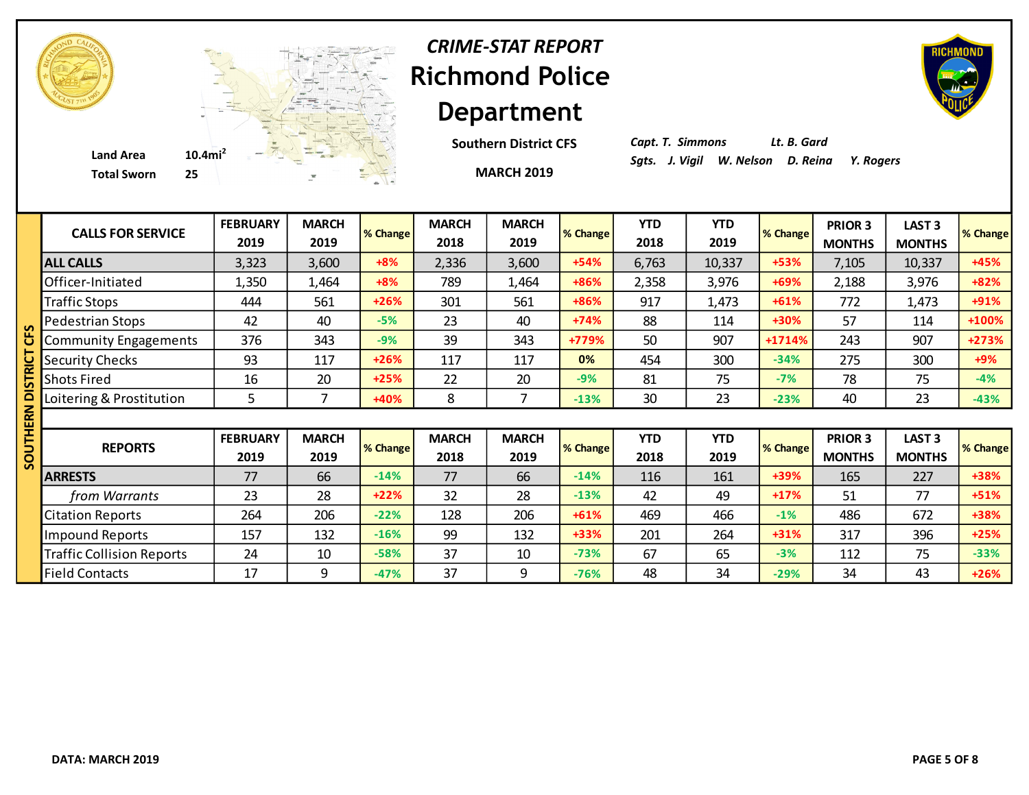# CRIME-STAT REPORT

# Richmond Police Department

Land Area 10.4mi[2]
Total Sworn 25

**Southern District CFS**

**MARCH 2019**

*Capt. T. Simmons* *Lt. B. Gard*
*Sgts. J. Vigil W. Nelson D. Reina Y. Rogers*

## SOUTHERN DISTRICT CFS

| CALLS FOR SERVICE | FEBRUARY 2019 | MARCH 2019 | % Change | MARCH 2018 | MARCH 2019 | % Change | YTD 2018 | YTD 2019 | % Change | PRIOR 3 MONTHS | LAST 3 MONTHS | % Change |
|---|---|---|---|---|---|---|---|---|---|---|---|---|
| **ALL CALLS** | 3,323 | 3,600 | +8% | 2,336 | 3,600 | +54% | 6,763 | 10,337 | +53% | 7,105 | 10,337 | +45% |
| Officer-Initiated | 1,350 | 1,464 | +8% | 789 | 1,464 | +86% | 2,358 | 3,976 | +69% | 2,188 | 3,976 | +82% |
| Traffic Stops | 444 | 561 | +26% | 301 | 561 | +86% | 917 | 1,473 | +61% | 772 | 1,473 | +91% |
| Pedestrian Stops | 42 | 40 | -5% | 23 | 40 | +74% | 88 | 114 | +30% | 57 | 114 | +100% |
| Community Engagements | 376 | 343 | -9% | 39 | 343 | +779% | 50 | 907 | +1714% | 243 | 907 | +273% |
| Security Checks | 93 | 117 | +26% | 117 | 117 | 0% | 454 | 300 | -34% | 275 | 300 | +9% |
| Shots Fired | 16 | 20 | +25% | 22 | 20 | -9% | 81 | 75 | -7% | 78 | 75 | -4% |
| Loitering & Prostitution | 5 | 7 | +40% | 8 | 7 | -13% | 30 | 23 | -23% | 40 | 23 | -43% |

| REPORTS | FEBRUARY 2019 | MARCH 2019 | % Change | MARCH 2018 | MARCH 2019 | % Change | YTD 2018 | YTD 2019 | % Change | PRIOR 3 MONTHS | LAST 3 MONTHS | % Change |
|---|---|---|---|---|---|---|---|---|---|---|---|---|
| **ARRESTS** | 77 | 66 | -14% | 77 | 66 | -14% | 116 | 161 | +39% | 165 | 227 | +38% |
| *from Warrants* | 23 | 28 | +22% | 32 | 28 | -13% | 42 | 49 | +17% | 51 | 77 | +51% |
| Citation Reports | 264 | 206 | -22% | 128 | 206 | +61% | 469 | 466 | -1% | 486 | 672 | +38% |
| Impound Reports | 157 | 132 | -16% | 99 | 132 | +33% | 201 | 264 | +31% | 317 | 396 | +25% |
| Traffic Collision Reports | 24 | 10 | -58% | 37 | 10 | -73% | 67 | 65 | -3% | 112 | 75 | -33% |
| Field Contacts | 17 | 9 | -47% | 37 | 9 | -76% | 48 | 34 | -29% | 34 | 43 | +26% |

**DATA: MARCH 2019**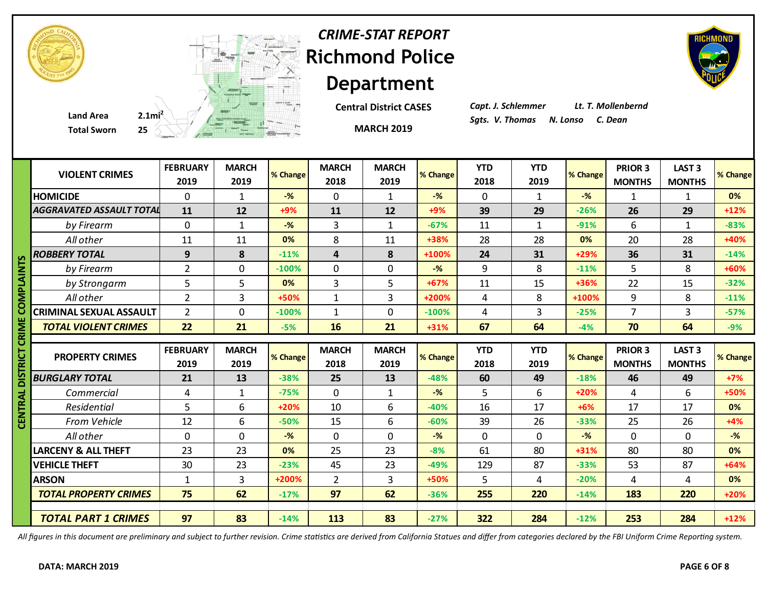# CRIME-STAT REPORT

# Richmond Police Department

Land Area 2.1mi$^2$

Total Sworn 25

**Central District CASES**

**MARCH 2019**

*Capt. J. Schlemmer* *Lt. T. Mollenbernd*

*Sgts. V. Thomas* *N. Lonso* *C. Dean*

## CENTRAL DISTRICT CRIME COMPLAINTS

| VIOLENT CRIMES | FEBRUARY 2019 | MARCH 2019 | % Change | MARCH 2018 | MARCH 2019 | % Change | YTD 2018 | YTD 2019 | % Change | PRIOR 3 MONTHS | LAST 3 MONTHS | % Change |
|---|---|---|---|---|---|---|---|---|---|---|---|---|
| HOMICIDE | 0 | 1 | -% | 0 | 1 | -% | 0 | 1 | -% | 1 | 1 | 0% |
| *AGGRAVATED ASSAULT TOTAL* | 11 | 12 | +9% | 11 | 12 | +9% | 39 | 29 | -26% | 26 | 29 | +12% |
| *by Firearm* | 0 | 1 | -% | 3 | 1 | -67% | 11 | 1 | -91% | 6 | 1 | -83% |
| *All other* | 11 | 11 | 0% | 8 | 11 | +38% | 28 | 28 | 0% | 20 | 28 | +40% |
| *ROBBERY TOTAL* | 9 | 8 | -11% | 4 | 8 | +100% | 24 | 31 | +29% | 36 | 31 | -14% |
| *by Firearm* | 2 | 0 | -100% | 0 | 0 | -% | 9 | 8 | -11% | 5 | 8 | +60% |
| *by Strongarm* | 5 | 5 | 0% | 3 | 5 | +67% | 11 | 15 | +36% | 22 | 15 | -32% |
| *All other* | 2 | 3 | +50% | 1 | 3 | +200% | 4 | 8 | +100% | 9 | 8 | -11% |
| CRIMINAL SEXUAL ASSAULT | 2 | 0 | -100% | 1 | 0 | -100% | 4 | 3 | -25% | 7 | 3 | -57% |
| ***TOTAL VIOLENT CRIMES*** | **22** | **21** | -5% | **16** | **21** | +31% | **67** | **64** | -4% | **70** | **64** | -9% |

| PROPERTY CRIMES | FEBRUARY 2019 | MARCH 2019 | % Change | MARCH 2018 | MARCH 2019 | % Change | YTD 2018 | YTD 2019 | % Change | PRIOR 3 MONTHS | LAST 3 MONTHS | % Change |
|---|---|---|---|---|---|---|---|---|---|---|---|---|
| *BURGLARY TOTAL* | 21 | 13 | -38% | 25 | 13 | -48% | 60 | 49 | -18% | 46 | 49 | +7% |
| *Commercial* | 4 | 1 | -75% | 0 | 1 | -% | 5 | 6 | +20% | 4 | 6 | +50% |
| *Residential* | 5 | 6 | +20% | 10 | 6 | -40% | 16 | 17 | +6% | 17 | 17 | 0% |
| *From Vehicle* | 12 | 6 | -50% | 15 | 6 | -60% | 39 | 26 | -33% | 25 | 26 | +4% |
| *All other* | 0 | 0 | -% | 0 | 0 | -% | 0 | 0 | -% | 0 | 0 | -% |
| LARCENY & ALL THEFT | 23 | 23 | 0% | 25 | 23 | -8% | 61 | 80 | +31% | 80 | 80 | 0% |
| VEHICLE THEFT | 30 | 23 | -23% | 45 | 23 | -49% | 129 | 87 | -33% | 53 | 87 | +64% |
| ARSON | 1 | 3 | +200% | 2 | 3 | +50% | 5 | 4 | -20% | 4 | 4 | 0% |
| ***TOTAL PROPERTY CRIMES*** | **75** | **62** | -17% | **97** | **62** | -36% | **255** | **220** | -14% | **183** | **220** | +20% |
| ***TOTAL PART 1 CRIMES*** | **97** | **83** | -14% | **113** | **83** | -27% | **322** | **284** | -12% | **253** | **284** | +12% |

*All figures in this document are preliminary and subject to further revision. Crime statistics are derived from California Statues and differ from categories declared by the FBI Uniform Crime Reporting system.*

**DATA: MARCH 2019**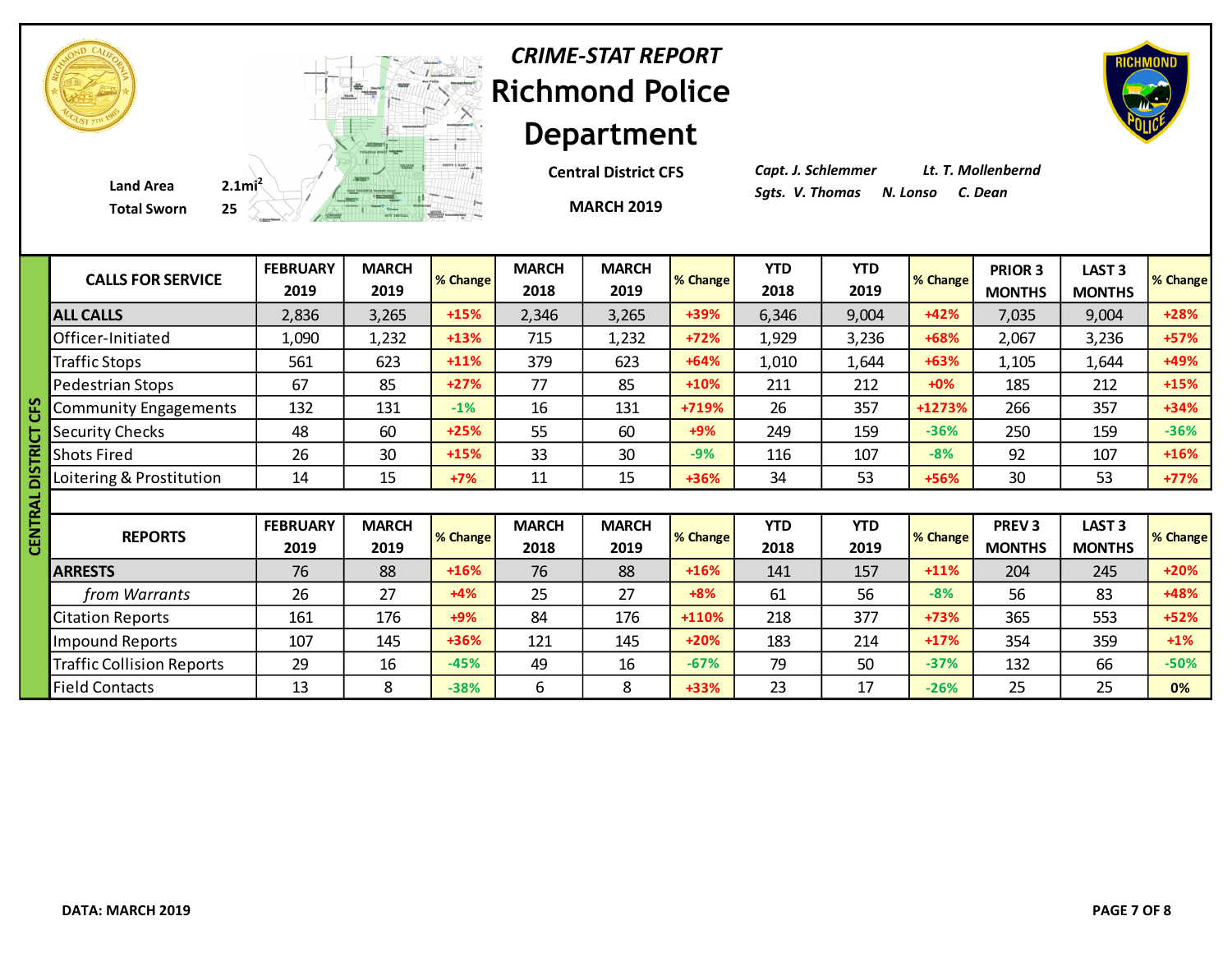# *CRIME-STAT REPORT*
# Richmond Police Department

**Central District CFS**

**MARCH 2019**

**Land Area** 2.1mi²
**Total Sworn** 25

*Capt. J. Schlemmer* *Lt. T. Mollenbernd*
*Sgts. V. Thomas* *N. Lonso* *C. Dean*

**CENTRAL DISTRICT CFS**

| CALLS FOR SERVICE | FEBRUARY 2019 | MARCH 2019 | % Change | MARCH 2018 | MARCH 2019 | % Change | YTD 2018 | YTD 2019 | % Change | PRIOR 3 MONTHS | LAST 3 MONTHS | % Change |
|---|---|---|---|---|---|---|---|---|---|---|---|---|
| **ALL CALLS** | 2,836 | 3,265 | +15% | 2,346 | 3,265 | +39% | 6,346 | 9,004 | +42% | 7,035 | 9,004 | +28% |
| Officer-Initiated | 1,090 | 1,232 | +13% | 715 | 1,232 | +72% | 1,929 | 3,236 | +68% | 2,067 | 3,236 | +57% |
| Traffic Stops | 561 | 623 | +11% | 379 | 623 | +64% | 1,010 | 1,644 | +63% | 1,105 | 1,644 | +49% |
| Pedestrian Stops | 67 | 85 | +27% | 77 | 85 | +10% | 211 | 212 | +0% | 185 | 212 | +15% |
| Community Engagements | 132 | 131 | -1% | 16 | 131 | +719% | 26 | 357 | +1273% | 266 | 357 | +34% |
| Security Checks | 48 | 60 | +25% | 55 | 60 | +9% | 249 | 159 | -36% | 250 | 159 | -36% |
| Shots Fired | 26 | 30 | +15% | 33 | 30 | -9% | 116 | 107 | -8% | 92 | 107 | +16% |
| Loitering & Prostitution | 14 | 15 | +7% | 11 | 15 | +36% | 34 | 53 | +56% | 30 | 53 | +77% |

| REPORTS | FEBRUARY 2019 | MARCH 2019 | % Change | MARCH 2018 | MARCH 2019 | % Change | YTD 2018 | YTD 2019 | % Change | PREV 3 MONTHS | LAST 3 MONTHS | % Change |
|---|---|---|---|---|---|---|---|---|---|---|---|---|
| **ARRESTS** | 76 | 88 | +16% | 76 | 88 | +16% | 141 | 157 | +11% | 204 | 245 | +20% |
| *from Warrants* | 26 | 27 | +4% | 25 | 27 | +8% | 61 | 56 | -8% | 56 | 83 | +48% |
| Citation Reports | 161 | 176 | +9% | 84 | 176 | +110% | 218 | 377 | +73% | 365 | 553 | +52% |
| Impound Reports | 107 | 145 | +36% | 121 | 145 | +20% | 183 | 214 | +17% | 354 | 359 | +1% |
| Traffic Collision Reports | 29 | 16 | -45% | 49 | 16 | -67% | 79 | 50 | -37% | 132 | 66 | -50% |
| Field Contacts | 13 | 8 | -38% | 6 | 8 | +33% | 23 | 17 | -26% | 25 | 25 | 0% |

**DATA: MARCH 2019**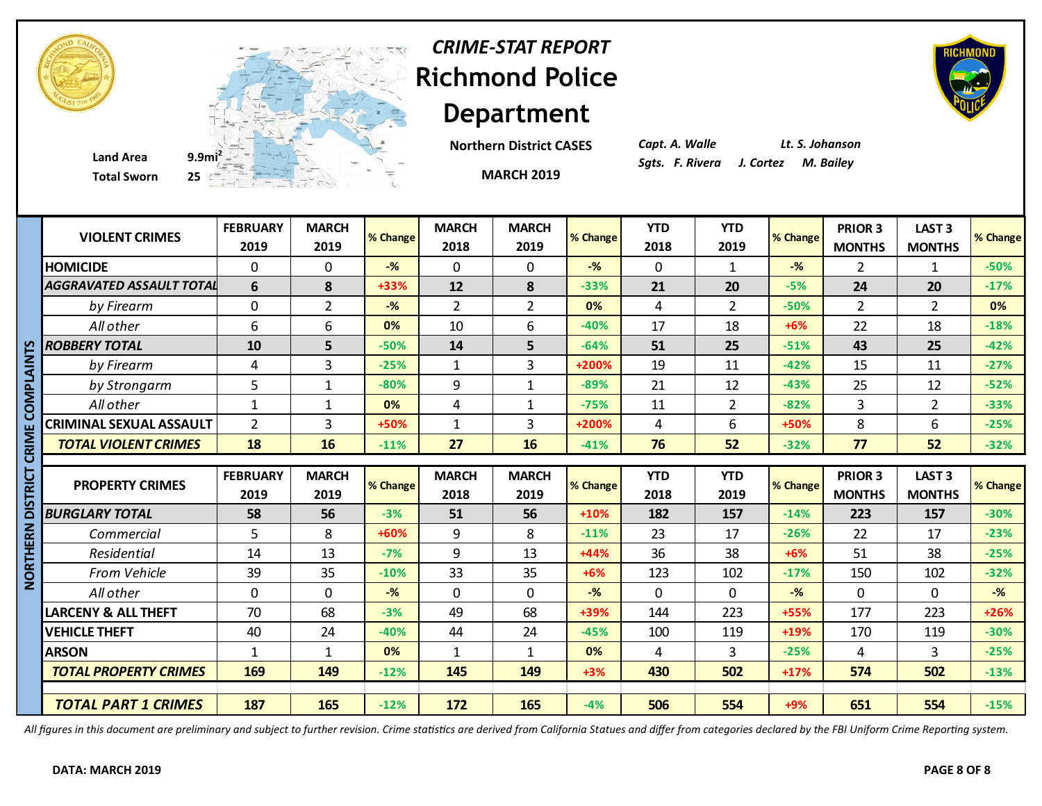# CRIME-STAT REPORT

# Richmond Police Department

Land Area 9.9mi²

Total Sworn 25

**Northern District CASES**

**MARCH 2019**

*Capt. A. Walle* *Lt. S. Johanson*

*Sgts. F. Rivera J. Cortez M. Bailey*

**NORTHERN DISTRICT CRIME COMPLAINTS**

| VIOLENT CRIMES | FEBRUARY 2019 | MARCH 2019 | % Change | MARCH 2018 | MARCH 2019 | % Change | YTD 2018 | YTD 2019 | % Change | PRIOR 3 MONTHS | LAST 3 MONTHS | % Change |
|---|---|---|---|---|---|---|---|---|---|---|---|---|
| HOMICIDE | 0 | 0 | -% | 0 | 0 | -% | 0 | 1 | -% | 2 | 1 | -50% |
| *AGGRAVATED ASSAULT TOTAL* | 6 | 8 | +33% | 12 | 8 | -33% | 21 | 20 | -5% | 24 | 20 | -17% |
| *by Firearm* | 0 | 2 | -% | 2 | 2 | 0% | 4 | 2 | -50% | 2 | 2 | 0% |
| *All other* | 6 | 6 | 0% | 10 | 6 | -40% | 17 | 18 | +6% | 22 | 18 | -18% |
| *ROBBERY TOTAL* | 10 | 5 | -50% | 14 | 5 | -64% | 51 | 25 | -51% | 43 | 25 | -42% |
| *by Firearm* | 4 | 3 | -25% | 1 | 3 | +200% | 19 | 11 | -42% | 15 | 11 | -27% |
| *by Strongarm* | 5 | 1 | -80% | 9 | 1 | -89% | 21 | 12 | -43% | 25 | 12 | -52% |
| *All other* | 1 | 1 | 0% | 4 | 1 | -75% | 11 | 2 | -82% | 3 | 2 | -33% |
| CRIMINAL SEXUAL ASSAULT | 2 | 3 | +50% | 1 | 3 | +200% | 4 | 6 | +50% | 8 | 6 | -25% |
| *TOTAL VIOLENT CRIMES* | 18 | 16 | -11% | 27 | 16 | -41% | 76 | 52 | -32% | 77 | 52 | -32% |

| PROPERTY CRIMES | FEBRUARY 2019 | MARCH 2019 | % Change | MARCH 2018 | MARCH 2019 | % Change | YTD 2018 | YTD 2019 | % Change | PRIOR 3 MONTHS | LAST 3 MONTHS | % Change |
|---|---|---|---|---|---|---|---|---|---|---|---|---|
| *BURGLARY TOTAL* | 58 | 56 | -3% | 51 | 56 | +10% | 182 | 157 | -14% | 223 | 157 | -30% |
| *Commercial* | 5 | 8 | +60% | 9 | 8 | -11% | 23 | 17 | -26% | 22 | 17 | -23% |
| *Residential* | 14 | 13 | -7% | 9 | 13 | +44% | 36 | 38 | +6% | 51 | 38 | -25% |
| *From Vehicle* | 39 | 35 | -10% | 33 | 35 | +6% | 123 | 102 | -17% | 150 | 102 | -32% |
| *All other* | 0 | 0 | -% | 0 | 0 | -% | 0 | 0 | -% | 0 | 0 | -% |
| LARCENY & ALL THEFT | 70 | 68 | -3% | 49 | 68 | +39% | 144 | 223 | +55% | 177 | 223 | +26% |
| VEHICLE THEFT | 40 | 24 | -40% | 44 | 24 | -45% | 100 | 119 | +19% | 170 | 119 | -30% |
| ARSON | 1 | 1 | 0% | 1 | 1 | 0% | 4 | 3 | -25% | 4 | 3 | -25% |
| *TOTAL PROPERTY CRIMES* | 169 | 149 | -12% | 145 | 149 | +3% | 430 | 502 | +17% | 574 | 502 | -13% |
| *TOTAL PART 1 CRIMES* | 187 | 165 | -12% | 172 | 165 | -4% | 506 | 554 | +9% | 651 | 554 | -15% |

*All figures in this document are preliminary and subject to further revision. Crime statistics are derived from California Statues and differ from categories declared by the FBI Uniform Crime Reporting system.*

**DATA: MARCH 2019**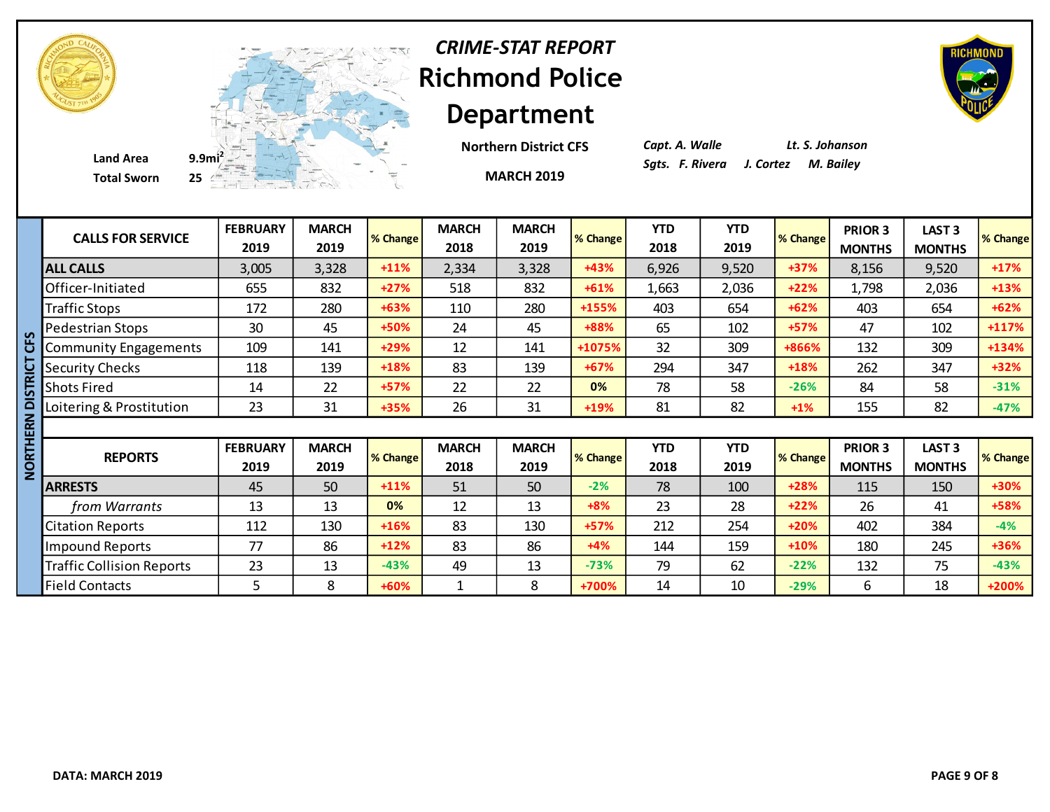# *CRIME-STAT REPORT*

# Richmond Police Department

Land Area 9.9mi²

Total Sworn 25

**Northern District CFS**

**MARCH 2019**

*Capt. A. Walle* *Lt. S. Johanson*

*Sgts. F. Rivera J. Cortez M. Bailey*

**NORTHERN DISTRICT CFS**

| CALLS FOR SERVICE | FEBRUARY 2019 | MARCH 2019 | % Change | MARCH 2018 | MARCH 2019 | % Change | YTD 2018 | YTD 2019 | % Change | PRIOR 3 MONTHS | LAST 3 MONTHS | % Change |
|---|---|---|---|---|---|---|---|---|---|---|---|---|
| **ALL CALLS** | 3,005 | 3,328 | +11% | 2,334 | 3,328 | +43% | 6,926 | 9,520 | +37% | 8,156 | 9,520 | +17% |
| Officer-Initiated | 655 | 832 | +27% | 518 | 832 | +61% | 1,663 | 2,036 | +22% | 1,798 | 2,036 | +13% |
| Traffic Stops | 172 | 280 | +63% | 110 | 280 | +155% | 403 | 654 | +62% | 403 | 654 | +62% |
| Pedestrian Stops | 30 | 45 | +50% | 24 | 45 | +88% | 65 | 102 | +57% | 47 | 102 | +117% |
| Community Engagements | 109 | 141 | +29% | 12 | 141 | +1075% | 32 | 309 | +866% | 132 | 309 | +134% |
| Security Checks | 118 | 139 | +18% | 83 | 139 | +67% | 294 | 347 | +18% | 262 | 347 | +32% |
| Shots Fired | 14 | 22 | +57% | 22 | 22 | 0% | 78 | 58 | -26% | 84 | 58 | -31% |
| Loitering & Prostitution | 23 | 31 | +35% | 26 | 31 | +19% | 81 | 82 | +1% | 155 | 82 | -47% |

| REPORTS | FEBRUARY 2019 | MARCH 2019 | % Change | MARCH 2018 | MARCH 2019 | % Change | YTD 2018 | YTD 2019 | % Change | PRIOR 3 MONTHS | LAST 3 MONTHS | % Change |
|---|---|---|---|---|---|---|---|---|---|---|---|---|
| **ARRESTS** | 45 | 50 | +11% | 51 | 50 | -2% | 78 | 100 | +28% | 115 | 150 | +30% |
| *from Warrants* | 13 | 13 | 0% | 12 | 13 | +8% | 23 | 28 | +22% | 26 | 41 | +58% |
| Citation Reports | 112 | 130 | +16% | 83 | 130 | +57% | 212 | 254 | +20% | 402 | 384 | -4% |
| Impound Reports | 77 | 86 | +12% | 83 | 86 | +4% | 144 | 159 | +10% | 180 | 245 | +36% |
| Traffic Collision Reports | 23 | 13 | -43% | 49 | 13 | -73% | 79 | 62 | -22% | 132 | 75 | -43% |
| Field Contacts | 5 | 8 | +60% | 1 | 8 | +700% | 14 | 10 | -29% | 6 | 18 | +200% |

**DATA: MARCH 2019**